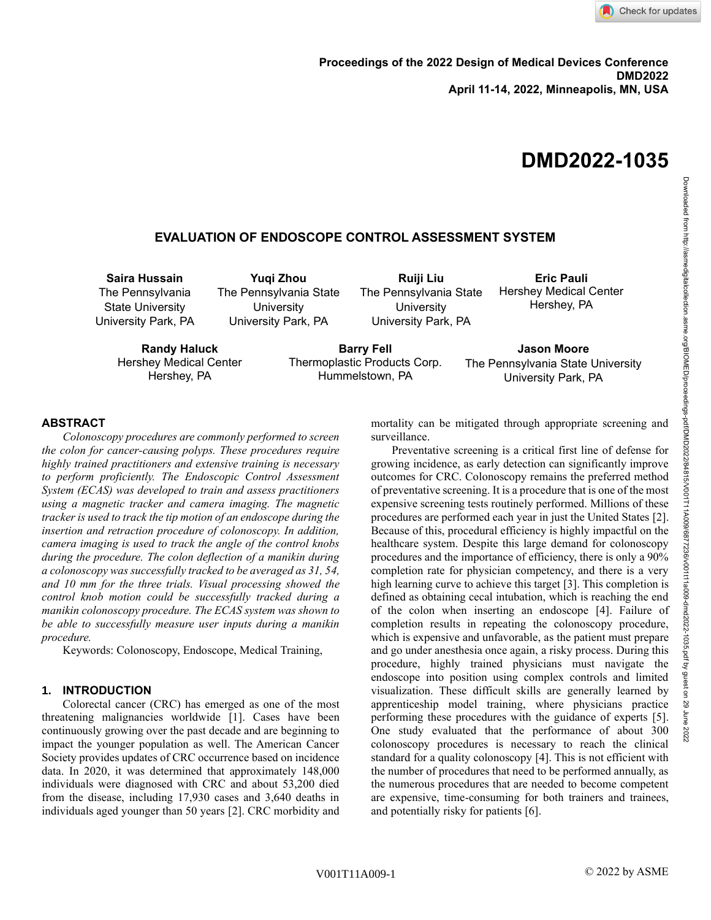Proceedings of the 2022 Design of Medical Devices Conference
DMD2022
April 11-14, 2022, Minneapolis, MN, USA

# DMD2022-1035

## EVALUATION OF ENDOSCOPE CONTROL ASSESSMENT SYSTEM

**Saira Hussain**
The Pennsylvania State University
University Park, PA

**Yuqi Zhou**
The Pennsylvania State University
University Park, PA

**Ruiji Liu**
The Pennsylvania State University
University Park, PA

**Eric Pauli**
Hershey Medical Center
Hershey, PA

**Randy Haluck**
Hershey Medical Center
Hershey, PA

**Barry Fell**
Thermoplastic Products Corp.
Hummelstown, PA

**Jason Moore**
The Pennsylvania State University
University Park, PA

## ABSTRACT

*Colonoscopy procedures are commonly performed to screen the colon for cancer-causing polyps. These procedures require highly trained practitioners and extensive training is necessary to perform proficiently. The Endoscopic Control Assessment System (ECAS) was developed to train and assess practitioners using a magnetic tracker and camera imaging. The magnetic tracker is used to track the tip motion of an endoscope during the insertion and retraction procedure of colonoscopy. In addition, camera imaging is used to track the angle of the control knobs during the procedure. The colon deflection of a manikin during a colonoscopy was successfully tracked to be averaged as 31, 54, and 10 mm for the three trials. Visual processing showed the control knob motion could be successfully tracked during a manikin colonoscopy procedure. The ECAS system was shown to be able to successfully measure user inputs during a manikin procedure.*

Keywords: Colonoscopy, Endoscope, Medical Training,

## 1. INTRODUCTION

Colorectal cancer (CRC) has emerged as one of the most threatening malignancies worldwide [1]. Cases have been continuously growing over the past decade and are beginning to impact the younger population as well. The American Cancer Society provides updates of CRC occurrence based on incidence data. In 2020, it was determined that approximately 148,000 individuals were diagnosed with CRC and about 53,200 died from the disease, including 17,930 cases and 3,640 deaths in individuals aged younger than 50 years [2]. CRC morbidity and mortality can be mitigated through appropriate screening and surveillance.

Preventative screening is a critical first line of defense for growing incidence, as early detection can significantly improve outcomes for CRC. Colonoscopy remains the preferred method of preventative screening. It is a procedure that is one of the most expensive screening tests routinely performed. Millions of these procedures are performed each year in just the United States [2]. Because of this, procedural efficiency is highly impactful on the healthcare system. Despite this large demand for colonoscopy procedures and the importance of efficiency, there is only a 90% completion rate for physician competency, and there is a very high learning curve to achieve this target [3]. This completion is defined as obtaining cecal intubation, which is reaching the end of the colon when inserting an endoscope [4]. Failure of completion results in repeating the colonoscopy procedure, which is expensive and unfavorable, as the patient must prepare and go under anesthesia once again, a risky process. During this procedure, highly trained physicians must navigate the endoscope into position using complex controls and limited visualization. These difficult skills are generally learned by apprenticeship model training, where physicians practice performing these procedures with the guidance of experts [5]. One study evaluated that the performance of about 300 colonoscopy procedures is necessary to reach the clinical standard for a quality colonoscopy [4]. This is not efficient with the number of procedures that need to be performed annually, as the numerous procedures that are needed to become competent are expensive, time-consuming for both trainers and trainees, and potentially risky for patients [6].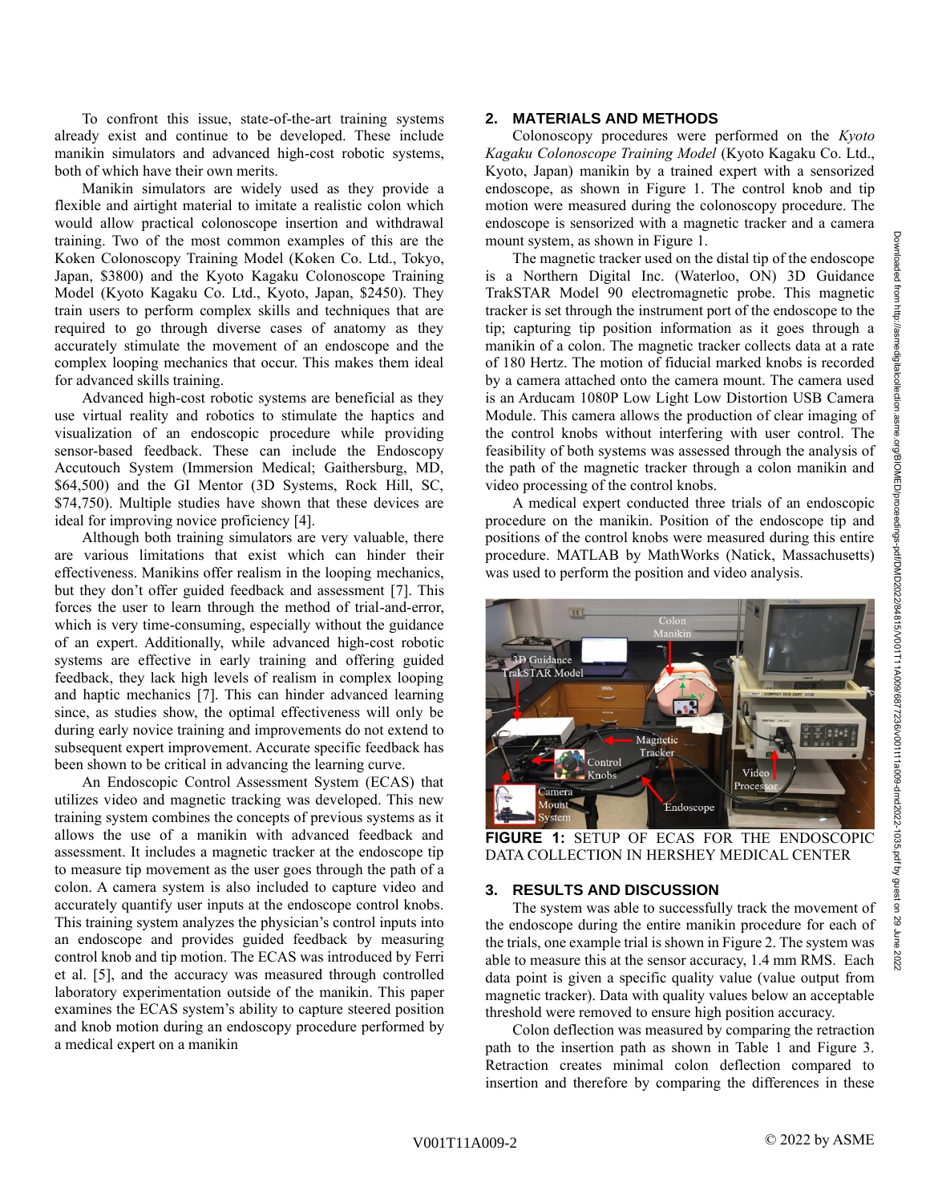To confront this issue, state-of-the-art training systems already exist and continue to be developed. These include manikin simulators and advanced high-cost robotic systems, both of which have their own merits.

Manikin simulators are widely used as they provide a flexible and airtight material to imitate a realistic colon which would allow practical colonoscope insertion and withdrawal training. Two of the most common examples of this are the Koken Colonoscopy Training Model (Koken Co. Ltd., Tokyo, Japan, $3800) and the Kyoto Kagaku Colonoscope Training Model (Kyoto Kagaku Co. Ltd., Kyoto, Japan, $2450). They train users to perform complex skills and techniques that are required to go through diverse cases of anatomy as they accurately stimulate the movement of an endoscope and the complex looping mechanics that occur. This makes them ideal for advanced skills training.

Advanced high-cost robotic systems are beneficial as they use virtual reality and robotics to stimulate the haptics and visualization of an endoscopic procedure while providing sensor-based feedback. These can include the Endoscopy Accutouch System (Immersion Medical; Gaithersburg, MD, $64,500) and the GI Mentor (3D Systems, Rock Hill, SC, $74,750). Multiple studies have shown that these devices are ideal for improving novice proficiency [4].

Although both training simulators are very valuable, there are various limitations that exist which can hinder their effectiveness. Manikins offer realism in the looping mechanics, but they don't offer guided feedback and assessment [7]. This forces the user to learn through the method of trial-and-error, which is very time-consuming, especially without the guidance of an expert. Additionally, while advanced high-cost robotic systems are effective in early training and offering guided feedback, they lack high levels of realism in complex looping and haptic mechanics [7]. This can hinder advanced learning since, as studies show, the optimal effectiveness will only be during early novice training and improvements do not extend to subsequent expert improvement. Accurate specific feedback has been shown to be critical in advancing the learning curve.

An Endoscopic Control Assessment System (ECAS) that utilizes video and magnetic tracking was developed. This new training system combines the concepts of previous systems as it allows the use of a manikin with advanced feedback and assessment. It includes a magnetic tracker at the endoscope tip to measure tip movement as the user goes through the path of a colon. A camera system is also included to capture video and accurately quantify user inputs at the endoscope control knobs. This training system analyzes the physician's control inputs into an endoscope and provides guided feedback by measuring control knob and tip motion. The ECAS was introduced by Ferri et al. [5], and the accuracy was measured through controlled laboratory experimentation outside of the manikin. This paper examines the ECAS system's ability to capture steered position and knob motion during an endoscopy procedure performed by a medical expert on a manikin

## 2. MATERIALS AND METHODS

Colonoscopy procedures were performed on the *Kyoto Kagaku Colonoscope Training Model* (Kyoto Kagaku Co. Ltd., Kyoto, Japan) manikin by a trained expert with a sensorized endoscope, as shown in Figure 1. The control knob and tip motion were measured during the colonoscopy procedure. The endoscope is sensorized with a magnetic tracker and a camera mount system, as shown in Figure 1.

The magnetic tracker used on the distal tip of the endoscope is a Northern Digital Inc. (Waterloo, ON) 3D Guidance TrakSTAR Model 90 electromagnetic probe. This magnetic tracker is set through the instrument port of the endoscope to the tip; capturing tip position information as it goes through a manikin of a colon. The magnetic tracker collects data at a rate of 180 Hertz. The motion of fiducial marked knobs is recorded by a camera attached onto the camera mount. The camera used is an Arducam 1080P Low Light Low Distortion USB Camera Module. This camera allows the production of clear imaging of the control knobs without interfering with user control. The feasibility of both systems was assessed through the analysis of the path of the magnetic tracker through a colon manikin and video processing of the control knobs.

A medical expert conducted three trials of an endoscopic procedure on the manikin. Position of the endoscope tip and positions of the control knobs were measured during this entire procedure. MATLAB by MathWorks (Natick, Massachusetts) was used to perform the position and video analysis.

**FIGURE 1:** SETUP OF ECAS FOR THE ENDOSCOPIC DATA COLLECTION IN HERSHEY MEDICAL CENTER

## 3. RESULTS AND DISCUSSION

The system was able to successfully track the movement of the endoscope during the entire manikin procedure for each of the trials, one example trial is shown in Figure 2. The system was able to measure this at the sensor accuracy, 1.4 mm RMS. Each data point is given a specific quality value (value output from magnetic tracker). Data with quality values below an acceptable threshold were removed to ensure high position accuracy.

Colon deflection was measured by comparing the retraction path to the insertion path as shown in Table 1 and Figure 3. Retraction creates minimal colon deflection compared to insertion and therefore by comparing the differences in these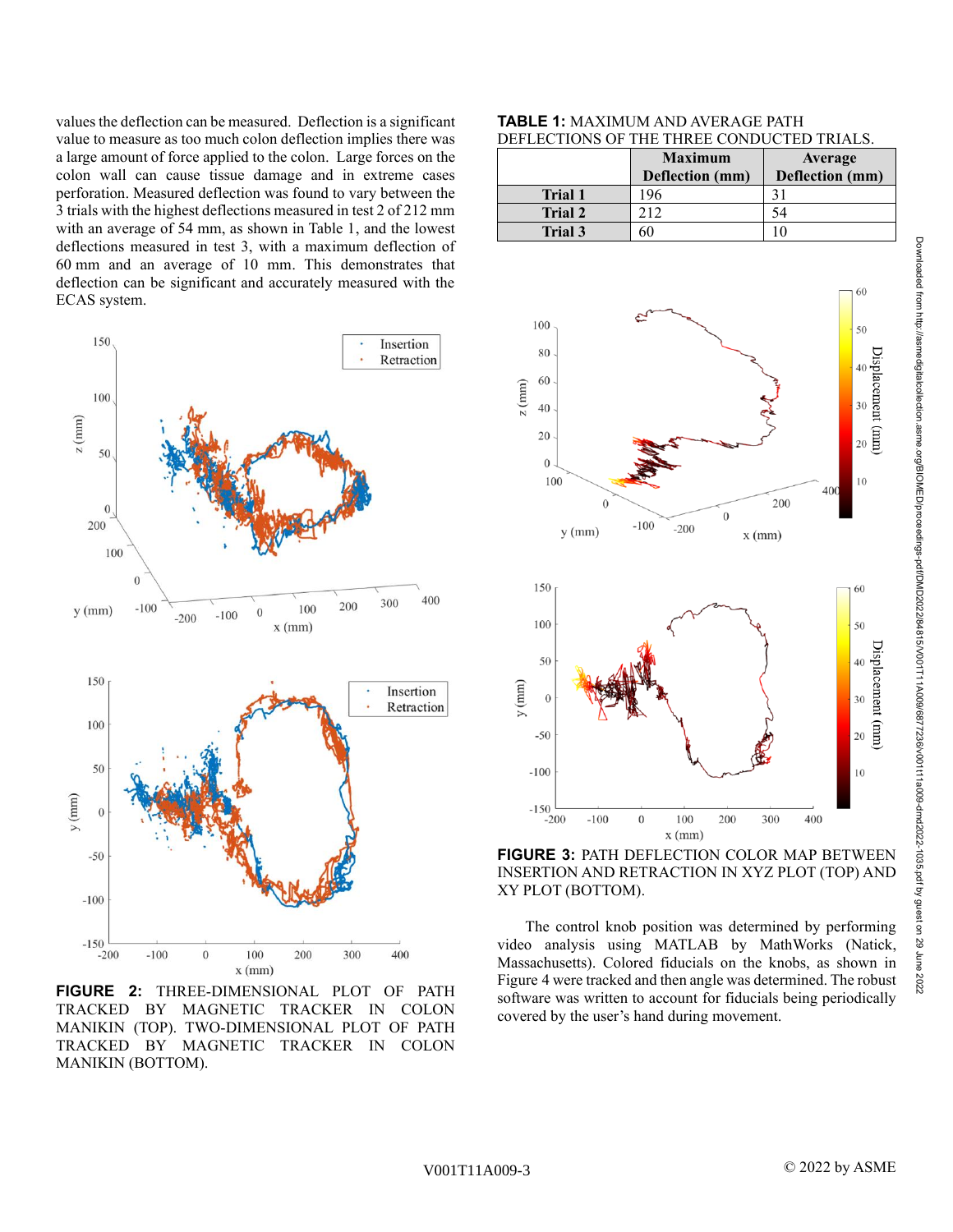values the deflection can be measured. Deflection is a significant value to measure as too much colon deflection implies there was a large amount of force applied to the colon. Large forces on the colon wall can cause tissue damage and in extreme cases perforation. Measured deflection was found to vary between the 3 trials with the highest deflections measured in test 2 of 212 mm with an average of 54 mm, as shown in Table 1, and the lowest deflections measured in test 3, with a maximum deflection of 60 mm and an average of 10 mm. This demonstrates that deflection can be significant and accurately measured with the ECAS system.

**FIGURE 2:** THREE-DIMENSIONAL PLOT OF PATH TRACKED BY MAGNETIC TRACKER IN COLON MANIKIN (TOP). TWO-DIMENSIONAL PLOT OF PATH TRACKED BY MAGNETIC TRACKER IN COLON MANIKIN (BOTTOM).

**TABLE 1:** MAXIMUM AND AVERAGE PATH DEFLECTIONS OF THE THREE CONDUCTED TRIALS.

| | Maximum Deflection (mm) | Average Deflection (mm) |
|---|---|---|
| **Trial 1** | 196 | 31 |
| **Trial 2** | 212 | 54 |
| **Trial 3** | 60 | 10 |

**FIGURE 3:** PATH DEFLECTION COLOR MAP BETWEEN INSERTION AND RETRACTION IN XYZ PLOT (TOP) AND XY PLOT (BOTTOM).

The control knob position was determined by performing video analysis using MATLAB by MathWorks (Natick, Massachusetts). Colored fiducials on the knobs, as shown in Figure 4 were tracked and then angle was determined. The robust software was written to account for fiducials being periodically covered by the user's hand during movement.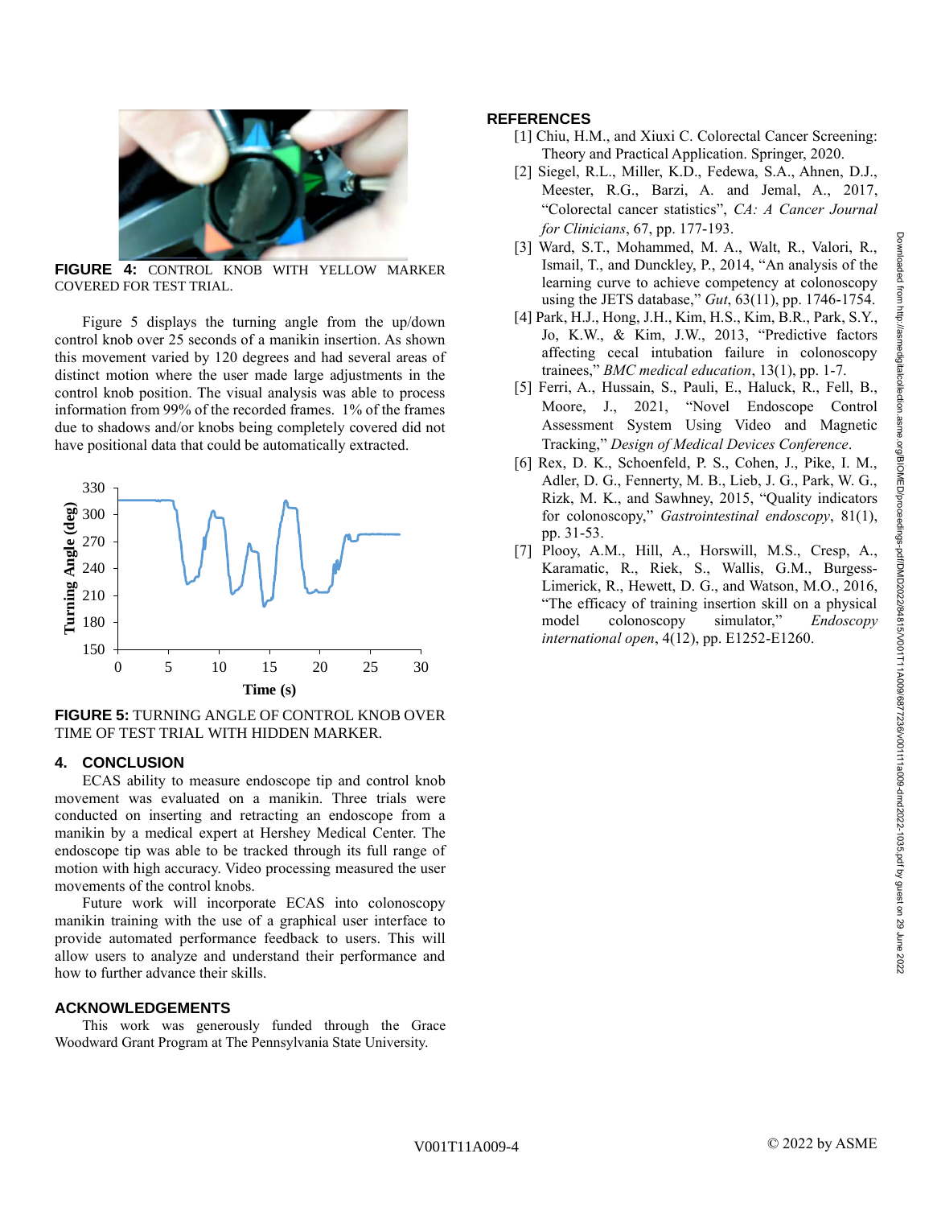FIGURE 4: CONTROL KNOB WITH YELLOW MARKER COVERED FOR TEST TRIAL.

Figure 5 displays the turning angle from the up/down control knob over 25 seconds of a manikin insertion. As shown this movement varied by 120 degrees and had several areas of distinct motion where the user made large adjustments in the control knob position. The visual analysis was able to process information from 99% of the recorded frames. 1% of the frames due to shadows and/or knobs being completely covered did not have positional data that could be automatically extracted.

Turning Angle (deg)
330
300
270
240
210
180
150
0 5 10 15 20 25 30
Time (s)

FIGURE 5: TURNING ANGLE OF CONTROL KNOB OVER TIME OF TEST TRIAL WITH HIDDEN MARKER.

## 4. CONCLUSION

ECAS ability to measure endoscope tip and control knob movement was evaluated on a manikin. Three trials were conducted on inserting and retracting an endoscope from a manikin by a medical expert at Hershey Medical Center. The endoscope tip was able to be tracked through its full range of motion with high accuracy. Video processing measured the user movements of the control knobs.

Future work will incorporate ECAS into colonoscopy manikin training with the use of a graphical user interface to provide automated performance feedback to users. This will allow users to analyze and understand their performance and how to further advance their skills.

## ACKNOWLEDGEMENTS

This work was generously funded through the Grace Woodward Grant Program at The Pennsylvania State University.

## REFERENCES

[1] Chiu, H.M., and Xiuxi C. Colorectal Cancer Screening: Theory and Practical Application. Springer, 2020.

[2] Siegel, R.L., Miller, K.D., Fedewa, S.A., Ahnen, D.J., Meester, R.G., Barzi, A. and Jemal, A., 2017, "Colorectal cancer statistics", *CA: A Cancer Journal for Clinicians*, 67, pp. 177-193.

[3] Ward, S.T., Mohammed, M. A., Walt, R., Valori, R., Ismail, T., and Dunckley, P., 2014, "An analysis of the learning curve to achieve competency at colonoscopy using the JETS database," *Gut*, 63(11), pp. 1746-1754.

[4] Park, H.J., Hong, J.H., Kim, H.S., Kim, B.R., Park, S.Y., Jo, K.W., & Kim, J.W., 2013, "Predictive factors affecting cecal intubation failure in colonoscopy trainees," *BMC medical education*, 13(1), pp. 1-7.

[5] Ferri, A., Hussain, S., Pauli, E., Haluck, R., Fell, B., Moore, J., 2021, "Novel Endoscope Control Assessment System Using Video and Magnetic Tracking," *Design of Medical Devices Conference*.

[6] Rex, D. K., Schoenfeld, P. S., Cohen, J., Pike, I. M., Adler, D. G., Fennerty, M. B., Lieb, J. G., Park, W. G., Rizk, M. K., and Sawhney, 2015, "Quality indicators for colonoscopy," *Gastrointestinal endoscopy*, 81(1), pp. 31-53.

[7] Plooy, A.M., Hill, A., Horswill, M.S., Cresp, A., Karamatic, R., Riek, S., Wallis, G.M., Burgess-Limerick, R., Hewett, D. G., and Watson, M.O., 2016, "The efficacy of training insertion skill on a physical model colonoscopy simulator," *Endoscopy international open*, 4(12), pp. E1252-E1260.